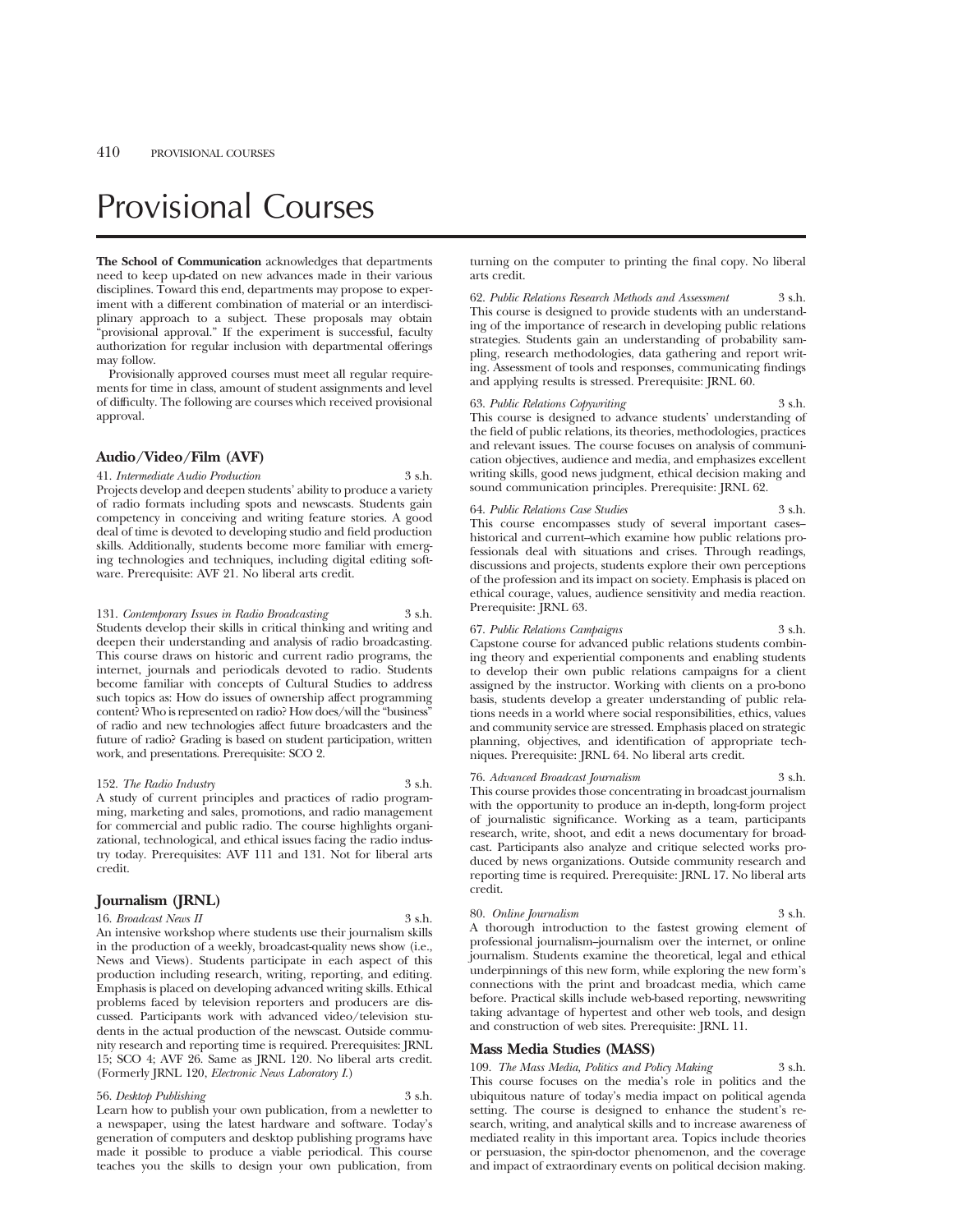# Provisional Courses

**The School of Communication** acknowledges that departments need to keep up-dated on new advances made in their various disciplines. Toward this end, departments may propose to experiment with a different combination of material or an interdisciplinary approach to a subject. These proposals may obtain "provisional approval." If the experiment is successful, faculty authorization for regular inclusion with departmental offerings may follow.

Provisionally approved courses must meet all regular requirements for time in class, amount of student assignments and level of difficulty. The following are courses which received provisional approval.

### Audio/Video/Film (AVF)

41. *Intermediate Audio Production* 3 s.h.
Projects develop and deepen students' ability to produce a variety of radio formats including spots and newscasts. Students gain competency in conceiving and writing feature stories. A good deal of time is devoted to developing studio and field production skills. Additionally, students become more familiar with emerging technologies and techniques, including digital editing software. Prerequisite: AVF 21. No liberal arts credit.

131. *Contemporary Issues in Radio Broadcasting* 3 s.h.
Students develop their skills in critical thinking and writing and deepen their understanding and analysis of radio broadcasting. This course draws on historic and current radio programs, the internet, journals and periodicals devoted to radio. Students become familiar with concepts of Cultural Studies to address such topics as: How do issues of ownership affect programming content? Who is represented on radio? How does/will the "business" of radio and new technologies affect future broadcasters and the future of radio? Grading is based on student participation, written work, and presentations. Prerequisite: SCO 2.

152. *The Radio Industry* 3 s.h.
A study of current principles and practices of radio programming, marketing and sales, promotions, and radio management for commercial and public radio. The course highlights organizational, technological, and ethical issues facing the radio industry today. Prerequisites: AVF 111 and 131. Not for liberal arts credit.

### Journalism (JRNL)

16. *Broadcast News II* 3 s.h.
An intensive workshop where students use their journalism skills in the production of a weekly, broadcast-quality news show (i.e., News and Views). Students participate in each aspect of this production including research, writing, reporting, and editing. Emphasis is placed on developing advanced writing skills. Ethical problems faced by television reporters and producers are discussed. Participants work with advanced video/television students in the actual production of the newscast. Outside community research and reporting time is required. Prerequisites: JRNL 15; SCO 4; AVF 26. Same as JRNL 120. No liberal arts credit. (Formerly JRNL 120, *Electronic News Laboratory I*.)

56. *Desktop Publishing* 3 s.h.
Learn how to publish your own publication, from a newletter to a newspaper, using the latest hardware and software. Today's generation of computers and desktop publishing programs have made it possible to produce a viable periodical. This course teaches you the skills to design your own publication, from turning on the computer to printing the final copy. No liberal arts credit.

62. *Public Relations Research Methods and Assessment* 3 s.h.
This course is designed to provide students with an understanding of the importance of research in developing public relations strategies. Students gain an understanding of probability sampling, research methodologies, data gathering and report writing. Assessment of tools and responses, communicating findings and applying results is stressed. Prerequisite: JRNL 60.

63. *Public Relations Copywriting* 3 s.h.
This course is designed to advance students' understanding of the field of public relations, its theories, methodologies, practices and relevant issues. The course focuses on analysis of communication objectives, audience and media, and emphasizes excellent writing skills, good news judgment, ethical decision making and sound communication principles. Prerequisite: JRNL 62.

64. *Public Relations Case Studies* 3 s.h.
This course encompasses study of several important cases–historical and current–which examine how public relations professionals deal with situations and crises. Through readings, discussions and projects, students explore their own perceptions of the profession and its impact on society. Emphasis is placed on ethical courage, values, audience sensitivity and media reaction. Prerequisite: JRNL 63.

67. *Public Relations Campaigns* 3 s.h.
Capstone course for advanced public relations students combining theory and experiential components and enabling students to develop their own public relations campaigns for a client assigned by the instructor. Working with clients on a pro-bono basis, students develop a greater understanding of public relations needs in a world where social responsibilities, ethics, values and community service are stressed. Emphasis placed on strategic planning, objectives, and identification of appropriate techniques. Prerequisite: JRNL 64. No liberal arts credit.

76. *Advanced Broadcast Journalism* 3 s.h.
This course provides those concentrating in broadcast journalism with the opportunity to produce an in-depth, long-form project of journalistic significance. Working as a team, participants research, write, shoot, and edit a news documentary for broadcast. Participants also analyze and critique selected works produced by news organizations. Outside community research and reporting time is required. Prerequisite: JRNL 17. No liberal arts credit.

80. *Online Journalism* 3 s.h.
A thorough introduction to the fastest growing element of professional journalism–journalism over the internet, or online journalism. Students examine the theoretical, legal and ethical underpinnings of this new form, while exploring the new form's connections with the print and broadcast media, which came before. Practical skills include web-based reporting, newswriting taking advantage of hypertest and other web tools, and design and construction of web sites. Prerequisite: JRNL 11.

### Mass Media Studies (MASS)

109. *The Mass Media, Politics and Policy Making* 3 s.h.
This course focuses on the media's role in politics and the ubiquitous nature of today's media impact on political agenda setting. The course is designed to enhance the student's research, writing, and analytical skills and to increase awareness of mediated reality in this important area. Topics include theories or persuasion, the spin-doctor phenomenon, and the coverage and impact of extraordinary events on political decision making.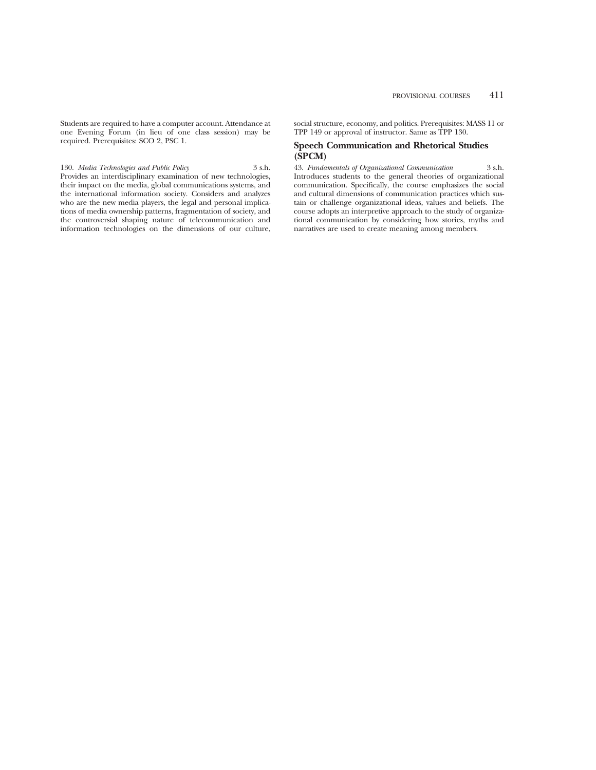Students are required to have a computer account. Attendance at one Evening Forum (in lieu of one class session) may be required. Prerequisites: SCO 2, PSC 1.

130. *Media Technologies and Public Policy* 3 s.h.
Provides an interdisciplinary examination of new technologies, their impact on the media, global communications systems, and the international information society. Considers and analyzes who are the new media players, the legal and personal implications of media ownership patterns, fragmentation of society, and the controversial shaping nature of telecommunication and information technologies on the dimensions of our culture, social structure, economy, and politics. Prerequisites: MASS 11 or TPP 149 or approval of instructor. Same as TPP 130.

### Speech Communication and Rhetorical Studies (SPCM)

43. *Fundamentals of Organizational Communication* 3 s.h.
Introduces students to the general theories of organizational communication. Specifically, the course emphasizes the social and cultural dimensions of communication practices which sustain or challenge organizational ideas, values and beliefs. The course adopts an interpretive approach to the study of organizational communication by considering how stories, myths and narratives are used to create meaning among members.